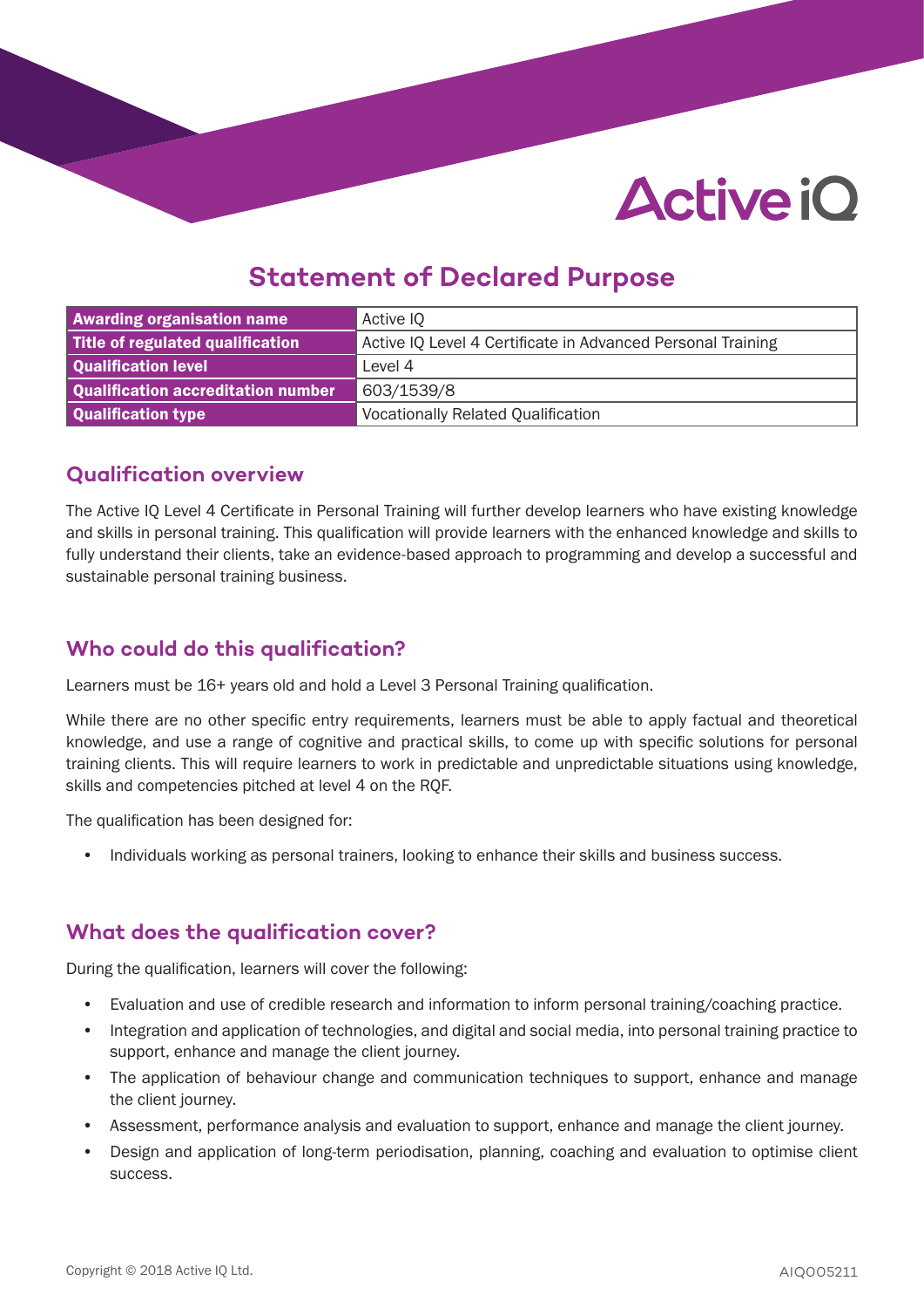# Statement of Declared Purpose

| Awarding organisation name | Active IQ |
|---|---|
| Title of regulated qualification | Active IQ Level 4 Certificate in Advanced Personal Training |
| Qualification level | Level 4 |
| Qualification accreditation number | 603/1539/8 |
| Qualification type | Vocationally Related Qualification |

## Qualification overview

The Active IQ Level 4 Certificate in Personal Training will further develop learners who have existing knowledge and skills in personal training. This qualification will provide learners with the enhanced knowledge and skills to fully understand their clients, take an evidence-based approach to programming and develop a successful and sustainable personal training business.

## Who could do this qualification?

Learners must be 16+ years old and hold a Level 3 Personal Training qualification.

While there are no other specific entry requirements, learners must be able to apply factual and theoretical knowledge, and use a range of cognitive and practical skills, to come up with specific solutions for personal training clients. This will require learners to work in predictable and unpredictable situations using knowledge, skills and competencies pitched at level 4 on the RQF.

The qualification has been designed for:

- Individuals working as personal trainers, looking to enhance their skills and business success.

## What does the qualification cover?

During the qualification, learners will cover the following:

- Evaluation and use of credible research and information to inform personal training/coaching practice.
- Integration and application of technologies, and digital and social media, into personal training practice to support, enhance and manage the client journey.
- The application of behaviour change and communication techniques to support, enhance and manage the client journey.
- Assessment, performance analysis and evaluation to support, enhance and manage the client journey.
- Design and application of long-term periodisation, planning, coaching and evaluation to optimise client success.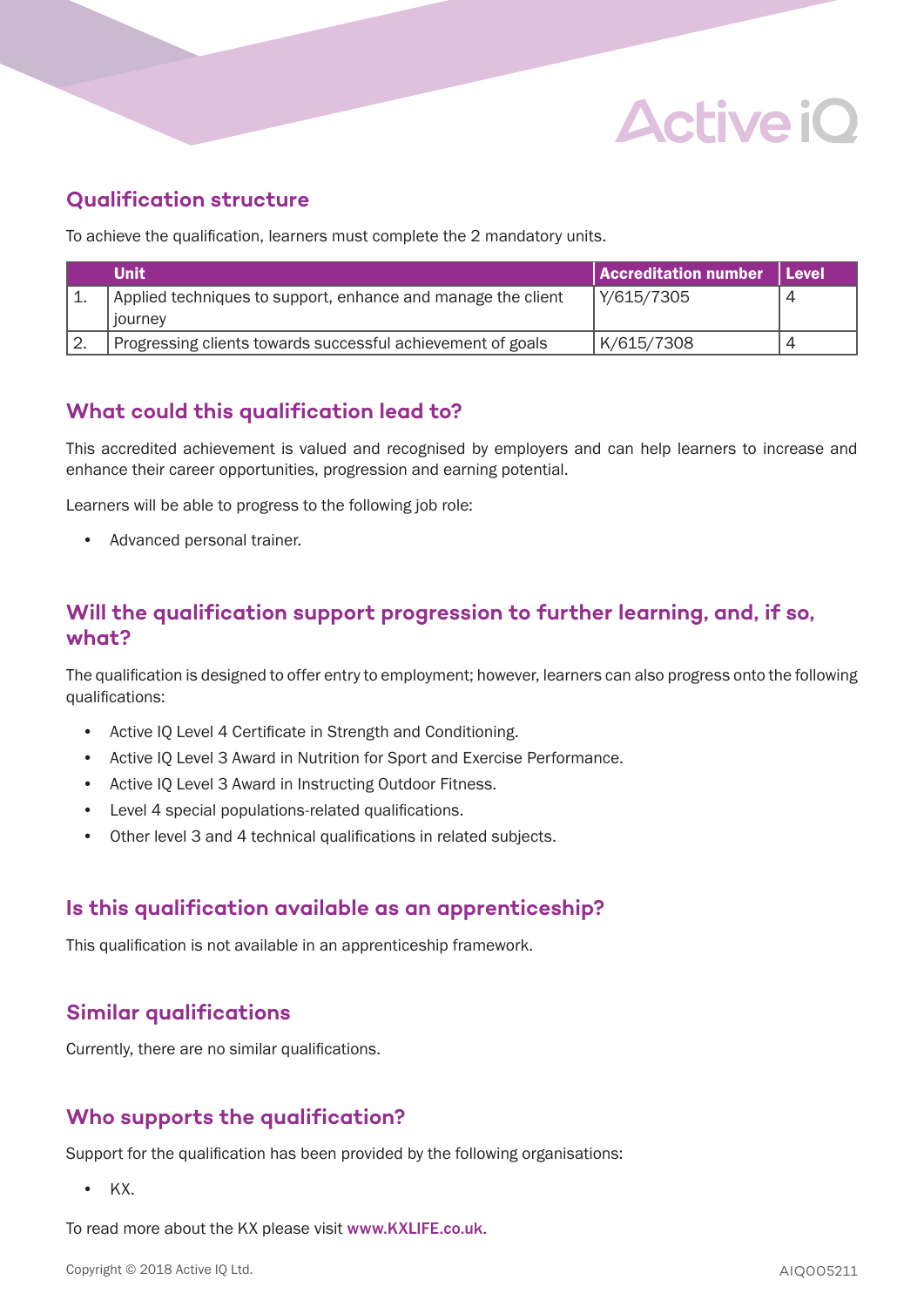## Qualification structure

To achieve the qualification, learners must complete the 2 mandatory units.

| | Unit | Accreditation number | Level |
|---|---|---|---|
| 1. | Applied techniques to support, enhance and manage the client journey | Y/615/7305 | 4 |
| 2. | Progressing clients towards successful achievement of goals | K/615/7308 | 4 |

## What could this qualification lead to?

This accredited achievement is valued and recognised by employers and can help learners to increase and enhance their career opportunities, progression and earning potential.

Learners will be able to progress to the following job role:

- Advanced personal trainer.

## Will the qualification support progression to further learning, and, if so, what?

The qualification is designed to offer entry to employment; however, learners can also progress onto the following qualifications:

- Active IQ Level 4 Certificate in Strength and Conditioning.
- Active IQ Level 3 Award in Nutrition for Sport and Exercise Performance.
- Active IQ Level 3 Award in Instructing Outdoor Fitness.
- Level 4 special populations-related qualifications.
- Other level 3 and 4 technical qualifications in related subjects.

## Is this qualification available as an apprenticeship?

This qualification is not available in an apprenticeship framework.

## Similar qualifications

Currently, there are no similar qualifications.

## Who supports the qualification?

Support for the qualification has been provided by the following organisations:

- KX.

To read more about the KX please visit www.KXLIFE.co.uk.

Copyright © 2018 Active IQ Ltd. AIQ005211